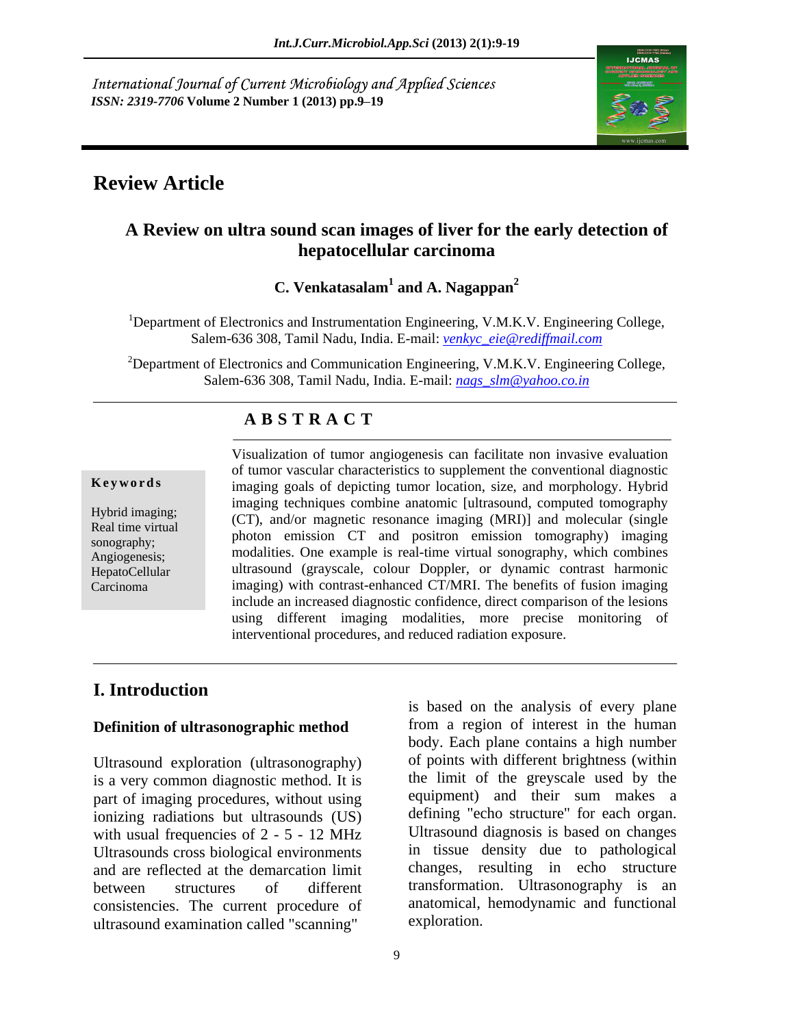International Journal of Current Microbiology and Applied Sciences
*ISSN: 2319-7706* **Volume 2 Number 1 (2013) pp.9–19**

## Review Article

# A Review on ultra sound scan images of liver for the early detection of hepatocellular carcinoma

**C. Venkatasalam[1] and A. Nagappan[2]**

[1]Department of Electronics and Instrumentation Engineering, V.M.K.V. Engineering College, Salem-636 308, Tamil Nadu, India. E-mail: venkyc_eie@rediffmail.com

[2]Department of Electronics and Communication Engineering, V.M.K.V. Engineering College, Salem-636 308, Tamil Nadu, India. E-mail: nags_slm@yahoo.co.in

### ABSTRACT

**Keywords**

Hybrid imaging; Real time virtual sonography; Angiogenesis; HepatoCellular Carcinoma

Visualization of tumor angiogenesis can facilitate non invasive evaluation of tumor vascular characteristics to supplement the conventional diagnostic imaging goals of depicting tumor location, size, and morphology. Hybrid imaging techniques combine anatomic [ultrasound, computed tomography (CT), and/or magnetic resonance imaging (MRI)] and molecular (single photon emission CT and positron emission tomography) imaging modalities. One example is real-time virtual sonography, which combines ultrasound (grayscale, colour Doppler, or dynamic contrast harmonic imaging) with contrast-enhanced CT/MRI. The benefits of fusion imaging include an increased diagnostic confidence, direct comparison of the lesions using different imaging modalities, more precise monitoring of interventional procedures, and reduced radiation exposure.

## I. Introduction

### Definition of ultrasonographic method

Ultrasound exploration (ultrasonography) is a very common diagnostic method. It is part of imaging procedures, without using ionizing radiations but ultrasounds (US) with usual frequencies of 2 - 5 - 12 MHz Ultrasounds cross biological environments and are reflected at the demarcation limit between structures of different consistencies. The current procedure of ultrasound examination called "scanning" is based on the analysis of every plane from a region of interest in the human body. Each plane contains a high number of points with different brightness (within the limit of the greyscale used by the equipment) and their sum makes a defining "echo structure" for each organ. Ultrasound diagnosis is based on changes in tissue density due to pathological changes, resulting in echo structure transformation. Ultrasonography is an anatomical, hemodynamic and functional exploration.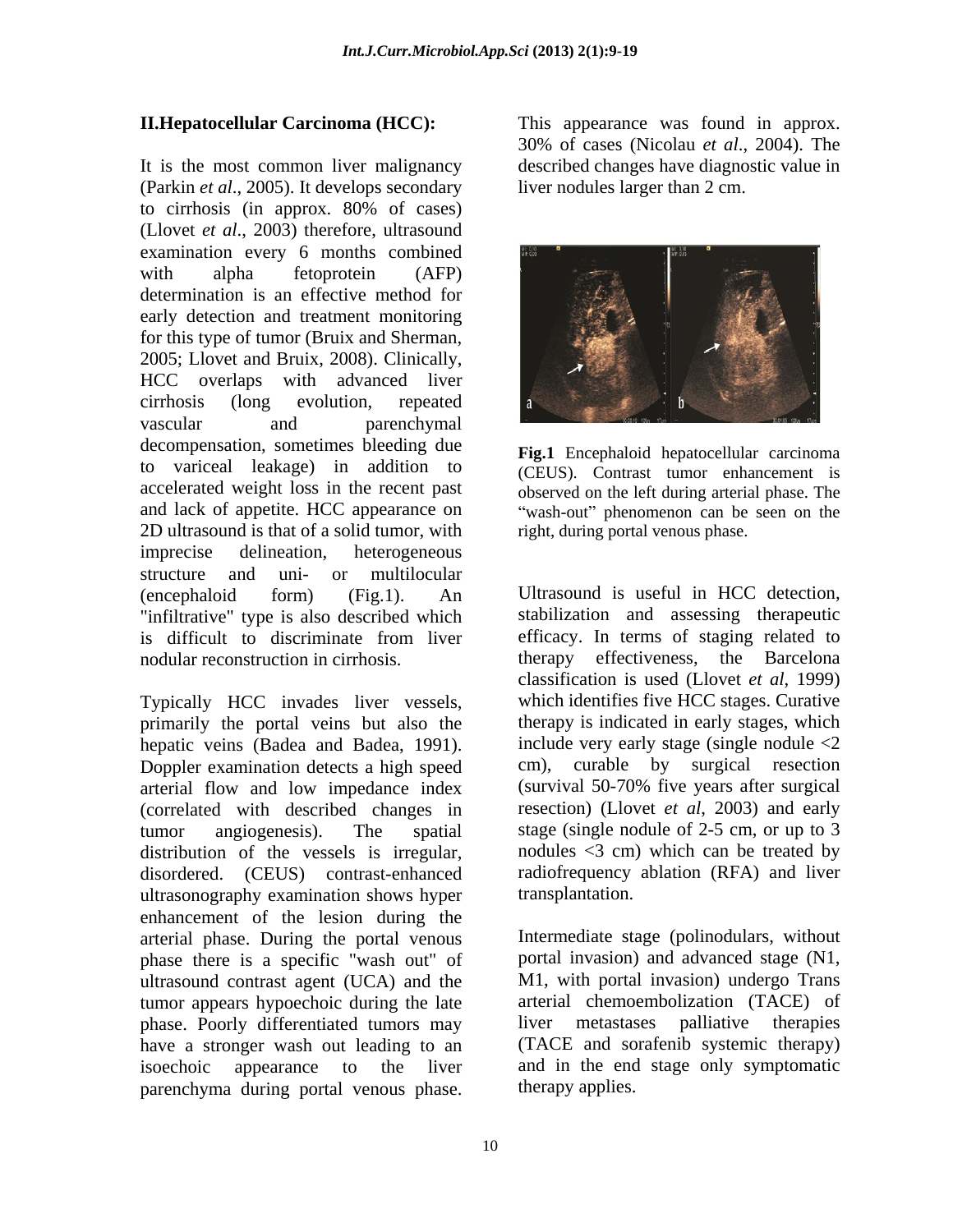## II.Hepatocellular Carcinoma (HCC):

It is the most common liver malignancy (Parkin *et al*., 2005). It develops secondary to cirrhosis (in approx. 80% of cases) (Llovet *et al*., 2003) therefore, ultrasound examination every 6 months combined with alpha fetoprotein (AFP) determination is an effective method for early detection and treatment monitoring for this type of tumor (Bruix and Sherman, 2005; Llovet and Bruix, 2008). Clinically, HCC overlaps with advanced liver cirrhosis (long evolution, repeated vascular and parenchymal decompensation, sometimes bleeding due to variceal leakage) in addition to accelerated weight loss in the recent past and lack of appetite. HCC appearance on 2D ultrasound is that of a solid tumor, with imprecise delineation, heterogeneous structure and uni- or multilocular (encephaloid form) (Fig.1). An "infiltrative" type is also described which is difficult to discriminate from liver nodular reconstruction in cirrhosis.

Typically HCC invades liver vessels, primarily the portal veins but also the hepatic veins (Badea and Badea, 1991). Doppler examination detects a high speed arterial flow and low impedance index (correlated with described changes in tumor angiogenesis). The spatial distribution of the vessels is irregular, disordered. (CEUS) contrast-enhanced ultrasonography examination shows hyper enhancement of the lesion during the arterial phase. During the portal venous phase there is a specific "wash out" of ultrasound contrast agent (UCA) and the tumor appears hypoechoic during the late phase. Poorly differentiated tumors may have a stronger wash out leading to an isoechoic appearance to the liver parenchyma during portal venous phase. This appearance was found in approx. 30% of cases (Nicolau *et al*., 2004). The described changes have diagnostic value in liver nodules larger than 2 cm.

**Fig.1** Encephaloid hepatocellular carcinoma (CEUS). Contrast tumor enhancement is observed on the left during arterial phase. The "wash-out" phenomenon can be seen on the right, during portal venous phase.

Ultrasound is useful in HCC detection, stabilization and assessing therapeutic efficacy. In terms of staging related to therapy effectiveness, the Barcelona classification is used (Llovet *et al*, 1999) which identifies five HCC stages. Curative therapy is indicated in early stages, which include very early stage (single nodule <2 cm), curable by surgical resection (survival 50-70% five years after surgical resection) (Llovet *et al*, 2003) and early stage (single nodule of 2-5 cm, or up to 3 nodules <3 cm) which can be treated by radiofrequency ablation (RFA) and liver transplantation.

Intermediate stage (polinodulars, without portal invasion) and advanced stage (N1, M1, with portal invasion) undergo Trans arterial chemoembolization (TACE) of liver metastases palliative therapies (TACE and sorafenib systemic therapy) and in the end stage only symptomatic therapy applies.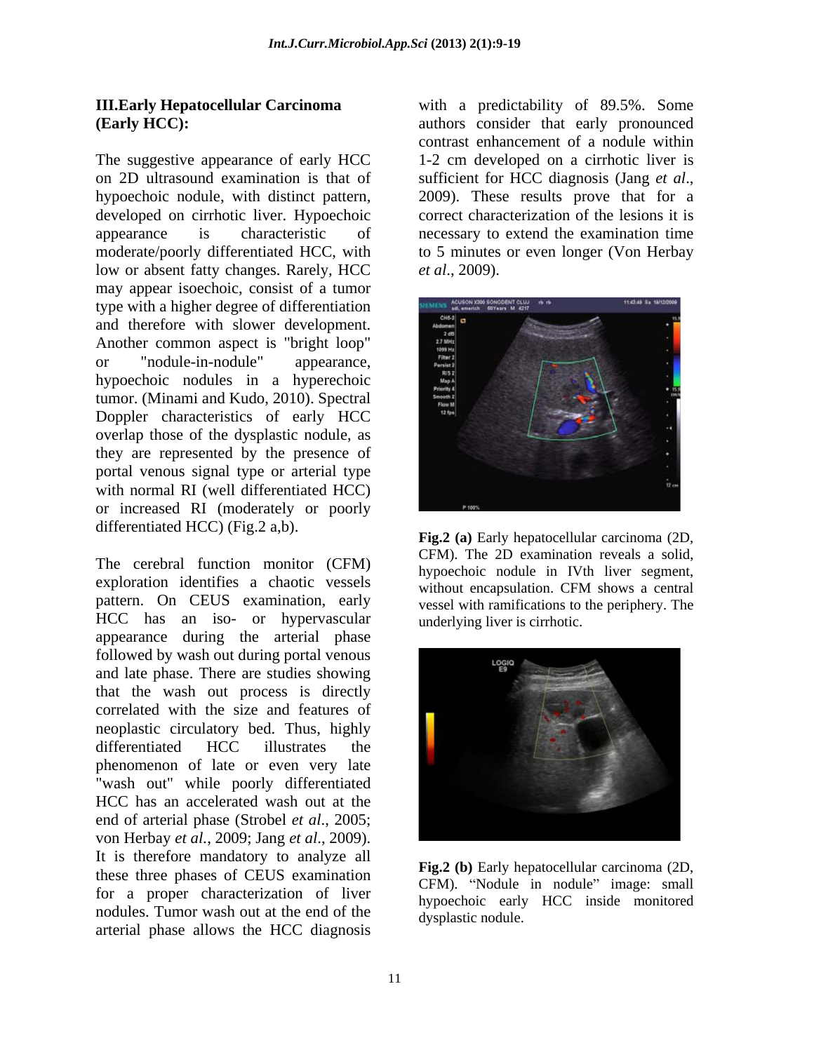## III.Early Hepatocellular Carcinoma (Early HCC):

The suggestive appearance of early HCC on 2D ultrasound examination is that of hypoechoic nodule, with distinct pattern, developed on cirrhotic liver. Hypoechoic appearance is characteristic of moderate/poorly differentiated HCC, with low or absent fatty changes. Rarely, HCC may appear isoechoic, consist of a tumor type with a higher degree of differentiation and therefore with slower development. Another common aspect is "bright loop" or "nodule-in-nodule" appearance, hypoechoic nodules in a hyperechoic tumor. (Minami and Kudo, 2010). Spectral Doppler characteristics of early HCC overlap those of the dysplastic nodule, as they are represented by the presence of portal venous signal type or arterial type with normal RI (well differentiated HCC) or increased RI (moderately or poorly differentiated HCC) (Fig.2 a,b).

The cerebral function monitor (CFM) exploration identifies a chaotic vessels pattern. On CEUS examination, early HCC has an iso- or hypervascular appearance during the arterial phase followed by wash out during portal venous and late phase. There are studies showing that the wash out process is directly correlated with the size and features of neoplastic circulatory bed. Thus, highly differentiated HCC illustrates the phenomenon of late or even very late "wash out" while poorly differentiated HCC has an accelerated wash out at the end of arterial phase (Strobel *et al*., 2005; von Herbay *et al.*, 2009; Jang *et al*., 2009). It is therefore mandatory to analyze all these three phases of CEUS examination for a proper characterization of liver nodules. Tumor wash out at the end of the arterial phase allows the HCC diagnosis with a predictability of 89.5%. Some authors consider that early pronounced contrast enhancement of a nodule within 1-2 cm developed on a cirrhotic liver is sufficient for HCC diagnosis (Jang *et al*., 2009). These results prove that for a correct characterization of the lesions it is necessary to extend the examination time to 5 minutes or even longer (Von Herbay *et al*., 2009).

**Fig.2 (a)** Early hepatocellular carcinoma (2D, CFM). The 2D examination reveals a solid, hypoechoic nodule in IVth liver segment, without encapsulation. CFM shows a central vessel with ramifications to the periphery. The underlying liver is cirrhotic.

**Fig.2 (b)** Early hepatocellular carcinoma (2D, CFM). "Nodule in nodule" image: small hypoechoic early HCC inside monitored dysplastic nodule.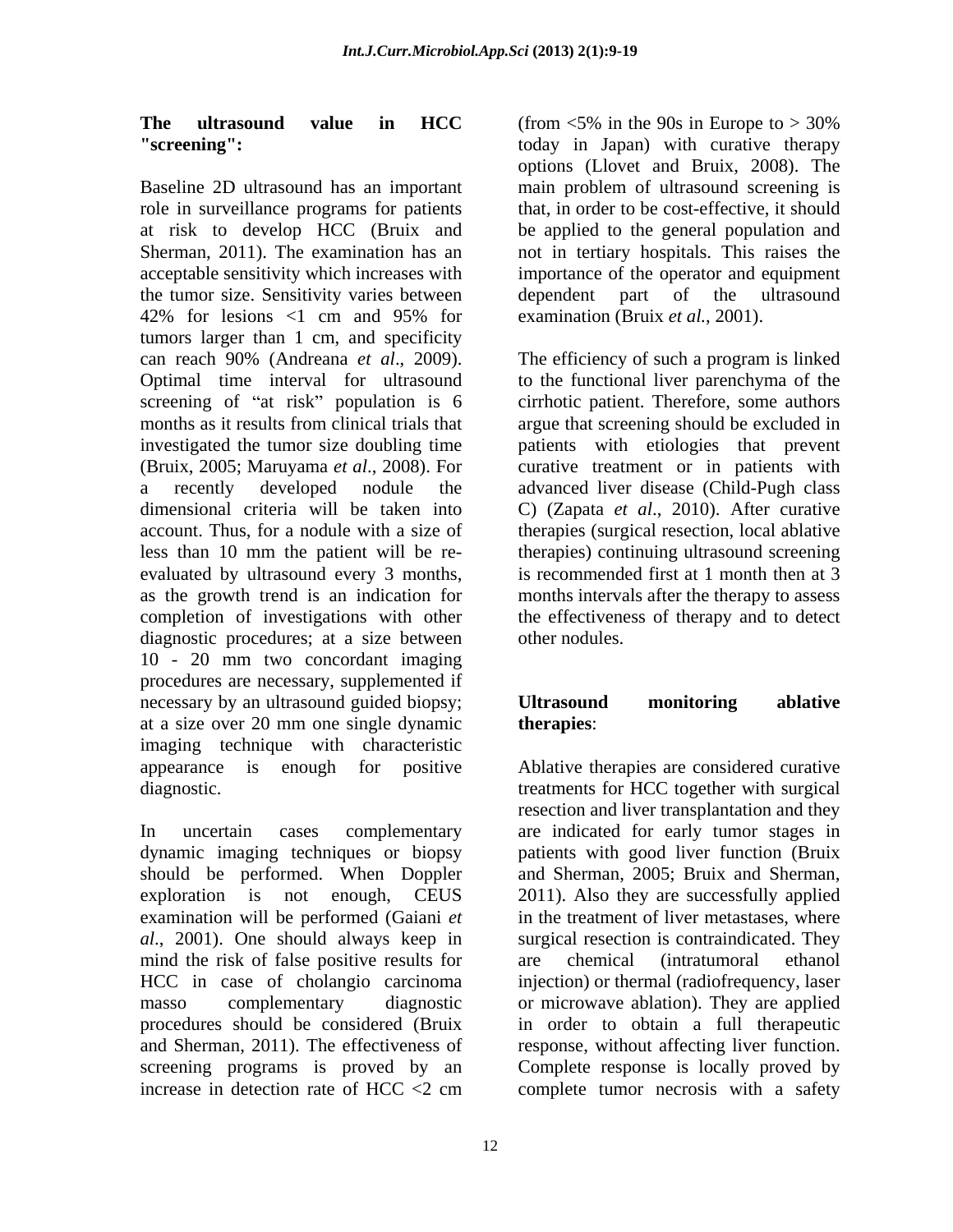**The ultrasound value in HCC "screening":**

Baseline 2D ultrasound has an important role in surveillance programs for patients at risk to develop HCC (Bruix and Sherman, 2011). The examination has an acceptable sensitivity which increases with the tumor size. Sensitivity varies between 42% for lesions <1 cm and 95% for tumors larger than 1 cm, and specificity can reach 90% (Andreana *et al*., 2009). Optimal time interval for ultrasound screening of "at risk" population is 6 months as it results from clinical trials that investigated the tumor size doubling time (Bruix, 2005; Maruyama *et al*., 2008). For a recently developed nodule the dimensional criteria will be taken into account. Thus, for a nodule with a size of less than 10 mm the patient will be re-evaluated by ultrasound every 3 months, as the growth trend is an indication for completion of investigations with other diagnostic procedures; at a size between 10 - 20 mm two concordant imaging procedures are necessary, supplemented if necessary by an ultrasound guided biopsy; at a size over 20 mm one single dynamic imaging technique with characteristic appearance is enough for positive diagnostic.

In uncertain cases complementary dynamic imaging techniques or biopsy should be performed. When Doppler exploration is not enough, CEUS examination will be performed (Gaiani *et al*., 2001). One should always keep in mind the risk of false positive results for HCC in case of cholangio carcinoma masso complementary diagnostic procedures should be considered (Bruix and Sherman, 2011). The effectiveness of screening programs is proved by an increase in detection rate of HCC <2 cm (from <5% in the 90s in Europe to > 30% today in Japan) with curative therapy options (Llovet and Bruix, 2008). The main problem of ultrasound screening is that, in order to be cost-effective, it should be applied to the general population and not in tertiary hospitals. This raises the importance of the operator and equipment dependent part of the ultrasound examination (Bruix *et al.*, 2001).

The efficiency of such a program is linked to the functional liver parenchyma of the cirrhotic patient. Therefore, some authors argue that screening should be excluded in patients with etiologies that prevent curative treatment or in patients with advanced liver disease (Child-Pugh class C) (Zapata *et al*., 2010). After curative therapies (surgical resection, local ablative therapies) continuing ultrasound screening is recommended first at 1 month then at 3 months intervals after the therapy to assess the effectiveness of therapy and to detect other nodules.

**Ultrasound monitoring ablative therapies**:

Ablative therapies are considered curative treatments for HCC together with surgical resection and liver transplantation and they are indicated for early tumor stages in patients with good liver function (Bruix and Sherman, 2005; Bruix and Sherman, 2011). Also they are successfully applied in the treatment of liver metastases, where surgical resection is contraindicated. They are chemical (intratumoral ethanol injection) or thermal (radiofrequency, laser or microwave ablation). They are applied in order to obtain a full therapeutic response, without affecting liver function. Complete response is locally proved by complete tumor necrosis with a safety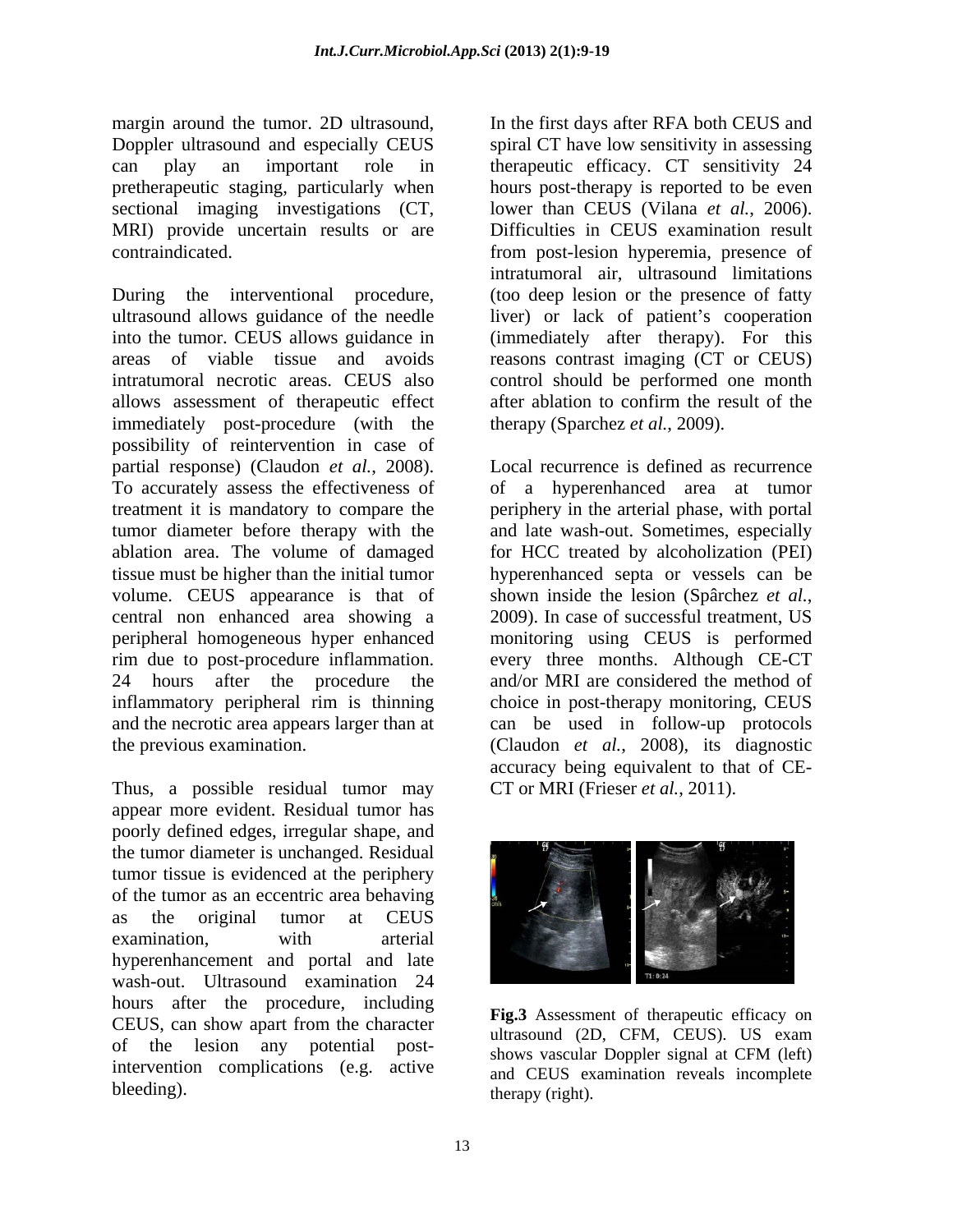margin around the tumor. 2D ultrasound, Doppler ultrasound and especially CEUS can play an important role in pretherapeutic staging, particularly when sectional imaging investigations (CT, MRI) provide uncertain results or are contraindicated.

During the interventional procedure, ultrasound allows guidance of the needle into the tumor. CEUS allows guidance in areas of viable tissue and avoids intratumoral necrotic areas. CEUS also allows assessment of therapeutic effect immediately post-procedure (with the possibility of reintervention in case of partial response) (Claudon *et al.*, 2008). To accurately assess the effectiveness of treatment it is mandatory to compare the tumor diameter before therapy with the ablation area. The volume of damaged tissue must be higher than the initial tumor volume. CEUS appearance is that of central non enhanced area showing a peripheral homogeneous hyper enhanced rim due to post-procedure inflammation. 24 hours after the procedure the inflammatory peripheral rim is thinning and the necrotic area appears larger than at the previous examination.

Thus, a possible residual tumor may appear more evident. Residual tumor has poorly defined edges, irregular shape, and the tumor diameter is unchanged. Residual tumor tissue is evidenced at the periphery of the tumor as an eccentric area behaving as the original tumor at CEUS examination, with arterial hyperenhancement and portal and late wash-out. Ultrasound examination 24 hours after the procedure, including CEUS, can show apart from the character of the lesion any potential post-intervention complications (e.g. active bleeding).

In the first days after RFA both CEUS and spiral CT have low sensitivity in assessing therapeutic efficacy. CT sensitivity 24 hours post-therapy is reported to be even lower than CEUS (Vilana *et al.*, 2006). Difficulties in CEUS examination result from post-lesion hyperemia, presence of intratumoral air, ultrasound limitations (too deep lesion or the presence of fatty liver) or lack of patient's cooperation (immediately after therapy). For this reasons contrast imaging (CT or CEUS) control should be performed one month after ablation to confirm the result of the therapy (Sparchez *et al.*, 2009).

Local recurrence is defined as recurrence of a hyperenhanced area at tumor periphery in the arterial phase, with portal and late wash-out. Sometimes, especially for HCC treated by alcoholization (PEI) hyperenhanced septa or vessels can be shown inside the lesion (Spârchez *et al.*, 2009). In case of successful treatment, US monitoring using CEUS is performed every three months. Although CE-CT and/or MRI are considered the method of choice in post-therapy monitoring, CEUS can be used in follow-up protocols (Claudon *et al.*, 2008), its diagnostic accuracy being equivalent to that of CE-CT or MRI (Frieser *et al.*, 2011).

**Fig.3** Assessment of therapeutic efficacy on ultrasound (2D, CFM, CEUS). US exam shows vascular Doppler signal at CFM (left) and CEUS examination reveals incomplete therapy (right).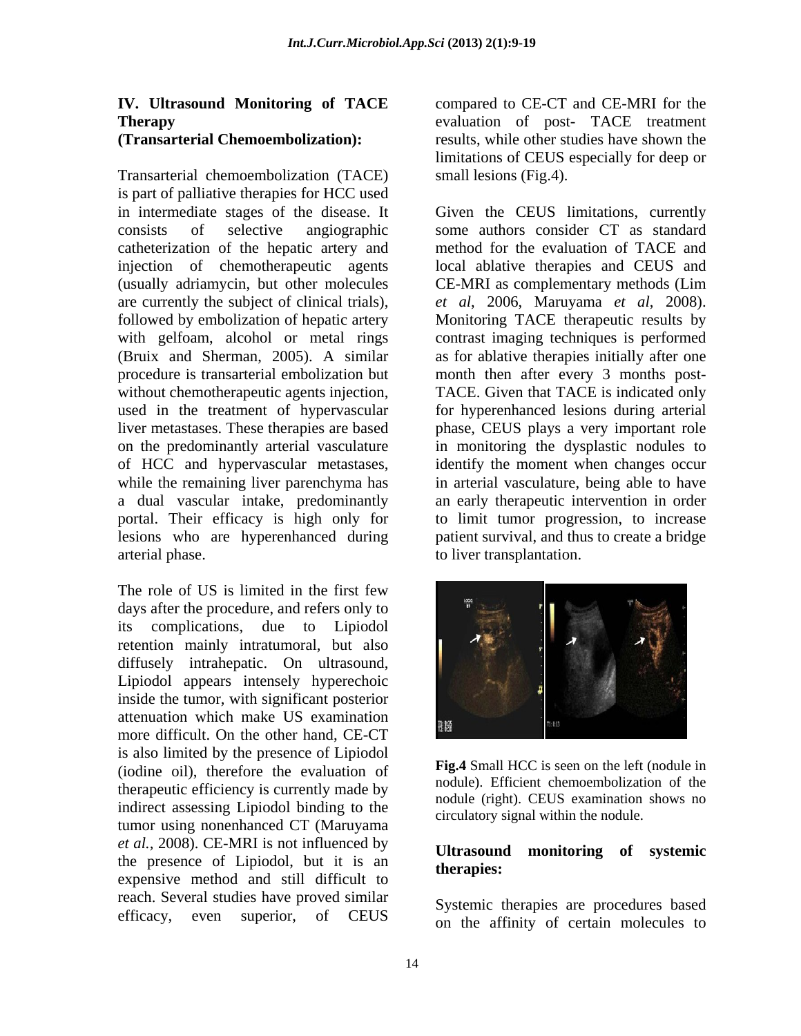**IV. Ultrasound Monitoring of TACE Therapy (Transarterial Chemoembolization):**

Transarterial chemoembolization (TACE) is part of palliative therapies for HCC used in intermediate stages of the disease. It consists of selective angiographic catheterization of the hepatic artery and injection of chemotherapeutic agents (usually adriamycin, but other molecules are currently the subject of clinical trials), followed by embolization of hepatic artery with gelfoam, alcohol or metal rings (Bruix and Sherman, 2005). A similar procedure is transarterial embolization but without chemotherapeutic agents injection, used in the treatment of hypervascular liver metastases. These therapies are based on the predominantly arterial vasculature of HCC and hypervascular metastases, while the remaining liver parenchyma has a dual vascular intake, predominantly portal. Their efficacy is high only for lesions who are hyperenhanced during arterial phase.

The role of US is limited in the first few days after the procedure, and refers only to its complications, due to Lipiodol retention mainly intratumoral, but also diffusely intrahepatic. On ultrasound, Lipiodol appears intensely hyperechoic inside the tumor, with significant posterior attenuation which make US examination more difficult. On the other hand, CE-CT is also limited by the presence of Lipiodol (iodine oil), therefore the evaluation of therapeutic efficiency is currently made by indirect assessing Lipiodol binding to the tumor using nonenhanced CT (Maruyama *et al.*, 2008). CE-MRI is not influenced by the presence of Lipiodol, but it is an expensive method and still difficult to reach. Several studies have proved similar efficacy, even superior, of CEUS compared to CE-CT and CE-MRI for the evaluation of post- TACE treatment results, while other studies have shown the limitations of CEUS especially for deep or small lesions (Fig.4).

Given the CEUS limitations, currently some authors consider CT as standard method for the evaluation of TACE and local ablative therapies and CEUS and CE-MRI as complementary methods (Lim *et al*, 2006, Maruyama *et al*, 2008). Monitoring TACE therapeutic results by contrast imaging techniques is performed as for ablative therapies initially after one month then after every 3 months post-TACE. Given that TACE is indicated only for hyperenhanced lesions during arterial phase, CEUS plays a very important role in monitoring the dysplastic nodules to identify the moment when changes occur in arterial vasculature, being able to have an early therapeutic intervention in order to limit tumor progression, to increase patient survival, and thus to create a bridge to liver transplantation.

**Fig.4** Small HCC is seen on the left (nodule in nodule). Efficient chemoembolization of the nodule (right). CEUS examination shows no circulatory signal within the nodule.

**Ultrasound monitoring of systemic therapies:**

Systemic therapies are procedures based on the affinity of certain molecules to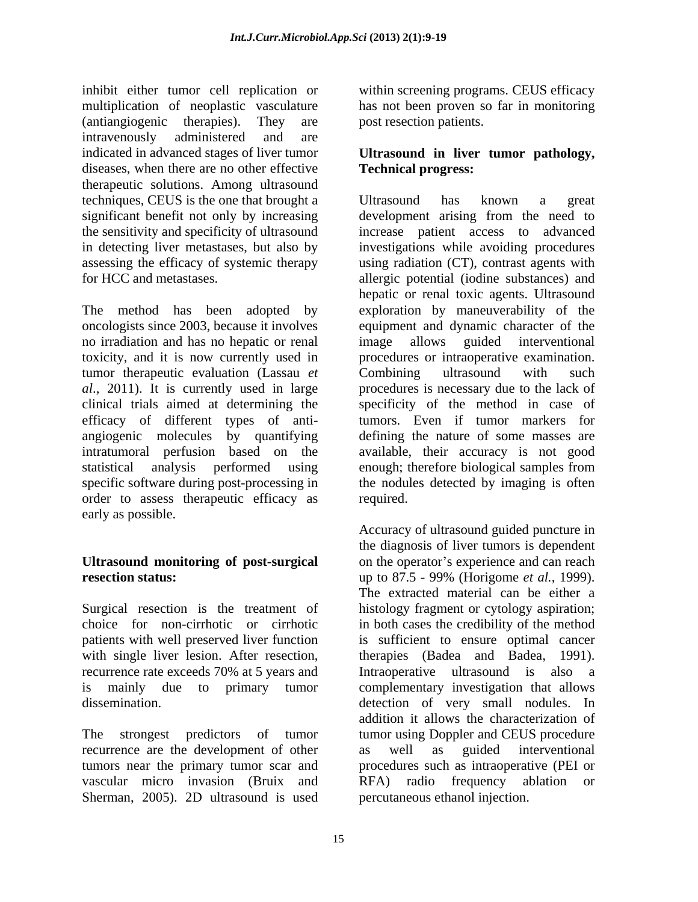inhibit either tumor cell replication or multiplication of neoplastic vasculature (antiangiogenic therapies). They are intravenously administered and are indicated in advanced stages of liver tumor diseases, when there are no other effective therapeutic solutions. Among ultrasound techniques, CEUS is the one that brought a significant benefit not only by increasing the sensitivity and specificity of ultrasound in detecting liver metastases, but also by assessing the efficacy of systemic therapy for HCC and metastases.

The method has been adopted by oncologists since 2003, because it involves no irradiation and has no hepatic or renal toxicity, and it is now currently used in tumor therapeutic evaluation (Lassau *et al*., 2011). It is currently used in large clinical trials aimed at determining the efficacy of different types of anti-angiogenic molecules by quantifying intratumoral perfusion based on the statistical analysis performed using specific software during post-processing in order to assess therapeutic efficacy as early as possible.

**Ultrasound monitoring of post-surgical resection status:**

Surgical resection is the treatment of choice for non-cirrhotic or cirrhotic patients with well preserved liver function with single liver lesion. After resection, recurrence rate exceeds 70% at 5 years and is mainly due to primary tumor dissemination.

The strongest predictors of tumor recurrence are the development of other tumors near the primary tumor scar and vascular micro invasion (Bruix and Sherman, 2005). 2D ultrasound is used within screening programs. CEUS efficacy has not been proven so far in monitoring post resection patients.

**Ultrasound in liver tumor pathology, Technical progress:**

Ultrasound has known a great development arising from the need to increase patient access to advanced investigations while avoiding procedures using radiation (CT), contrast agents with allergic potential (iodine substances) and hepatic or renal toxic agents. Ultrasound exploration by maneuverability of the equipment and dynamic character of the image allows guided interventional procedures or intraoperative examination. Combining ultrasound with such procedures is necessary due to the lack of specificity of the method in case of tumors. Even if tumor markers for defining the nature of some masses are available, their accuracy is not good enough; therefore biological samples from the nodules detected by imaging is often required.

Accuracy of ultrasound guided puncture in the diagnosis of liver tumors is dependent on the operator's experience and can reach up to 87.5 - 99% (Horigome *et al.*, 1999). The extracted material can be either a histology fragment or cytology aspiration; in both cases the credibility of the method is sufficient to ensure optimal cancer therapies (Badea and Badea, 1991). Intraoperative ultrasound is also a complementary investigation that allows detection of very small nodules. In addition it allows the characterization of tumor using Doppler and CEUS procedure as well as guided interventional procedures such as intraoperative (PEI or RFA) radio frequency ablation or percutaneous ethanol injection.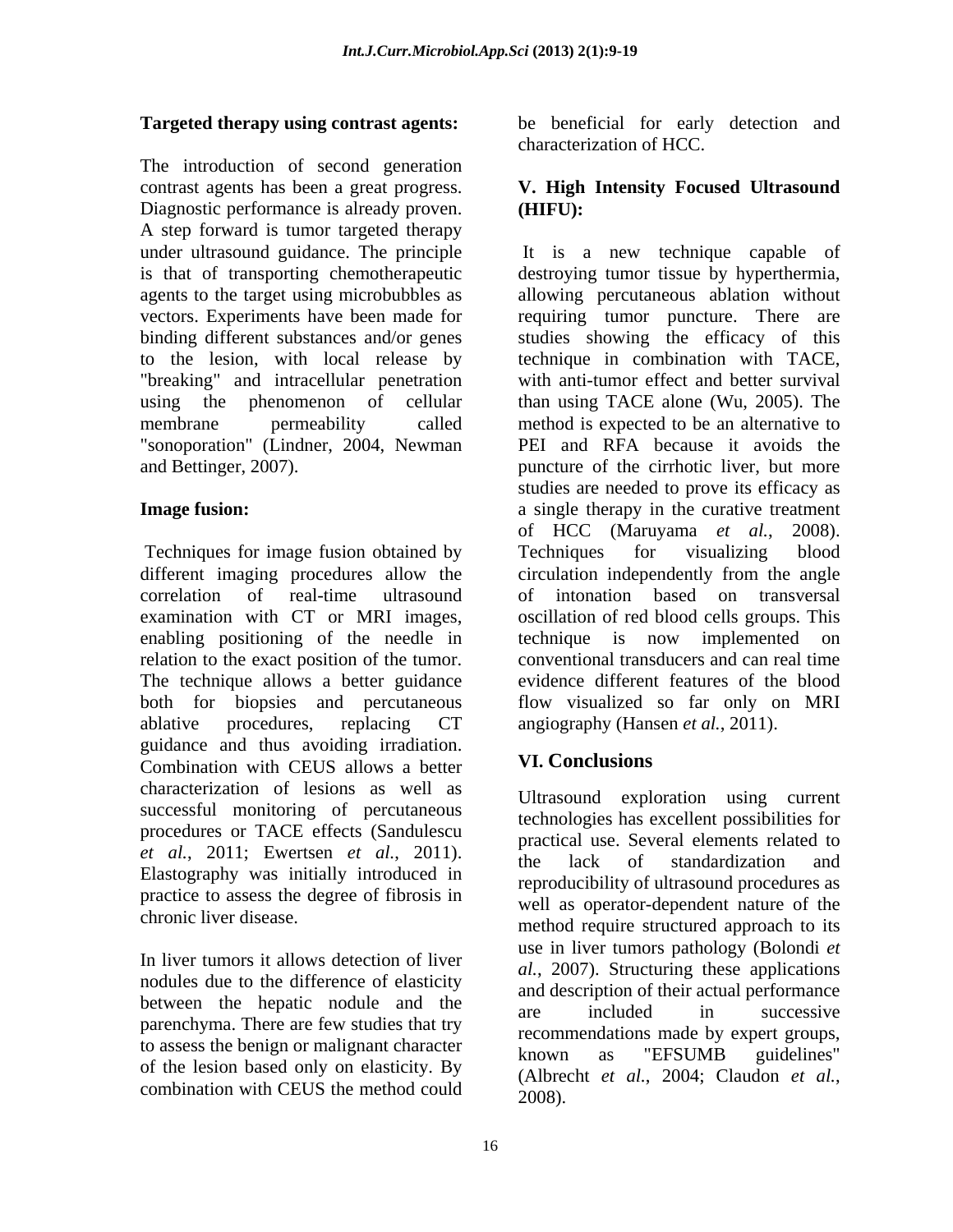**Targeted therapy using contrast agents:**

The introduction of second generation contrast agents has been a great progress. Diagnostic performance is already proven. A step forward is tumor targeted therapy under ultrasound guidance. The principle is that of transporting chemotherapeutic agents to the target using microbubbles as vectors. Experiments have been made for binding different substances and/or genes to the lesion, with local release by "breaking" and intracellular penetration using the phenomenon of cellular membrane permeability called "sonoporation" (Lindner, 2004, Newman and Bettinger, 2007).

**Image fusion:**

Techniques for image fusion obtained by different imaging procedures allow the correlation of real-time ultrasound examination with CT or MRI images, enabling positioning of the needle in relation to the exact position of the tumor. The technique allows a better guidance both for biopsies and percutaneous ablative procedures, replacing CT guidance and thus avoiding irradiation. Combination with CEUS allows a better characterization of lesions as well as successful monitoring of percutaneous procedures or TACE effects (Sandulescu *et al.*, 2011; Ewertsen *et al.*, 2011). Elastography was initially introduced in practice to assess the degree of fibrosis in chronic liver disease.

In liver tumors it allows detection of liver nodules due to the difference of elasticity between the hepatic nodule and the parenchyma. There are few studies that try to assess the benign or malignant character of the lesion based only on elasticity. By combination with CEUS the method could be beneficial for early detection and characterization of HCC.

## V. High Intensity Focused Ultrasound (HIFU):

It is a new technique capable of destroying tumor tissue by hyperthermia, allowing percutaneous ablation without requiring tumor puncture. There are studies showing the efficacy of this technique in combination with TACE, with anti-tumor effect and better survival than using TACE alone (Wu, 2005). The method is expected to be an alternative to PEI and RFA because it avoids the puncture of the cirrhotic liver, but more studies are needed to prove its efficacy as a single therapy in the curative treatment of HCC (Maruyama *et al.*, 2008). Techniques for visualizing blood circulation independently from the angle of intonation based on transversal oscillation of red blood cells groups. This technique is now implemented on conventional transducers and can real time evidence different features of the blood flow visualized so far only on MRI angiography (Hansen *et al.*, 2011).

## VI. Conclusions

Ultrasound exploration using current technologies has excellent possibilities for practical use. Several elements related to the lack of standardization and reproducibility of ultrasound procedures as well as operator-dependent nature of the method require structured approach to its use in liver tumors pathology (Bolondi *et al.*, 2007). Structuring these applications and description of their actual performance are included in successive recommendations made by expert groups, known as "EFSUMB guidelines" (Albrecht *et al.*, 2004; Claudon *et al.*, 2008).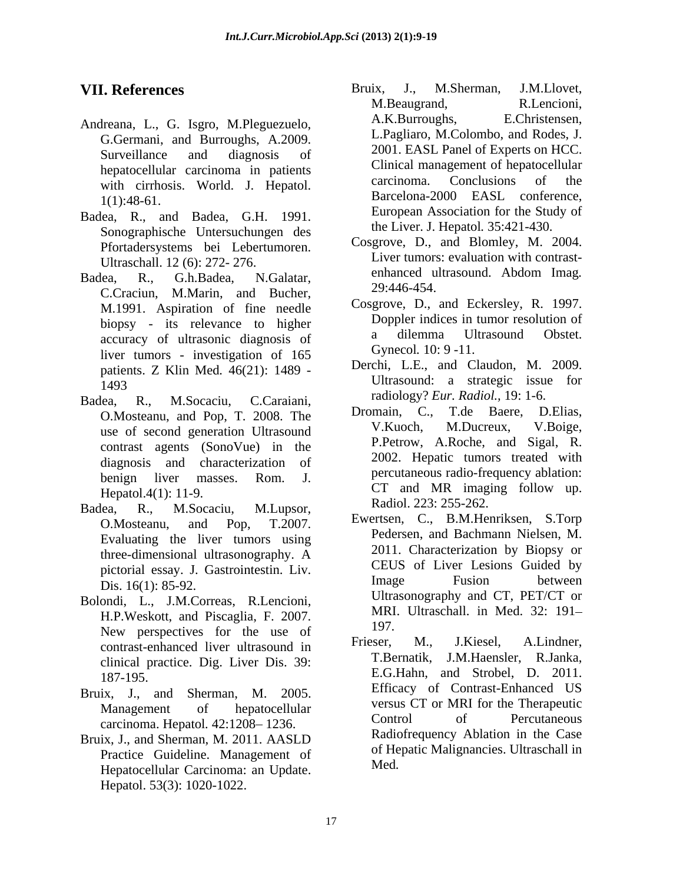## VII. References

Andreana, L., G. Isgro, M.Pleguezuelo, G.Germani, and Burroughs, A.2009. Surveillance and diagnosis of hepatocellular carcinoma in patients with cirrhosis. World. J. Hepatol. 1(1):48-61.

Badea, R., and Badea, G.H. 1991. Sonographische Untersuchungen des Pfortadersystems bei Lebertumoren. Ultraschall. 12 (6): 272- 276.

Badea, R., G.h.Badea, N.Galatar, C.Craciun, M.Marin, and Bucher, M.1991. Aspiration of fine needle biopsy - its relevance to higher accuracy of ultrasonic diagnosis of liver tumors - investigation of 165 patients. Z Klin Med. 46(21): 1489 - 1493

Badea, R., M.Socaciu, C.Caraiani, O.Mosteanu, and Pop, T. 2008. The use of second generation Ultrasound contrast agents (SonoVue) in the diagnosis and characterization of benign liver masses. Rom. J. Hepatol.4(1): 11-9.

Badea, R., M.Socaciu, M.Lupsor, O.Mosteanu, and Pop, T.2007. Evaluating the liver tumors using three-dimensional ultrasonography. A pictorial essay. J. Gastrointestin. Liv. Dis. 16(1): 85-92.

Bolondi, L., J.M.Correas, R.Lencioni, H.P.Weskott, and Piscaglia, F. 2007. New perspectives for the use of contrast-enhanced liver ultrasound in clinical practice. Dig. Liver Dis. 39: 187-195.

Bruix, J., and Sherman, M. 2005. Management of hepatocellular carcinoma. Hepatol. 42:1208– 1236.

Bruix, J., and Sherman, M. 2011. AASLD Practice Guideline. Management of Hepatocellular Carcinoma: an Update. Hepatol. 53(3): 1020-1022.

Bruix, J., M.Sherman, J.M.Llovet, M.Beaugrand, R.Lencioni, A.K.Burroughs, E.Christensen, L.Pagliaro, M.Colombo, and Rodes, J. 2001. EASL Panel of Experts on HCC. Clinical management of hepatocellular carcinoma. Conclusions of the Barcelona-2000 EASL conference, European Association for the Study of the Liver. J. Hepatol. 35:421-430.

Cosgrove, D., and Blomley, M. 2004. Liver tumors: evaluation with contrast-enhanced ultrasound. Abdom Imag. 29:446-454.

Cosgrove, D., and Eckersley, R. 1997. Doppler indices in tumor resolution of a dilemma Ultrasound Obstet. Gynecol. 10: 9 -11.

Derchi, L.E., and Claudon, M. 2009. Ultrasound: a strategic issue for radiology? *Eur. Radiol.*, 19: 1-6.

Dromain, C., T.de Baere, D.Elias, V.Kuoch, M.Ducreux, V.Boige, P.Petrow, A.Roche, and Sigal, R. 2002. Hepatic tumors treated with percutaneous radio-frequency ablation: CT and MR imaging follow up. Radiol. 223: 255-262.

Ewertsen, C., B.M.Henriksen, S.Torp Pedersen, and Bachmann Nielsen, M. 2011. Characterization by Biopsy or CEUS of Liver Lesions Guided by Image Fusion between Ultrasonography and CT, PET/CT or MRI. Ultraschall. in Med. 32: 191– 197.

Frieser, M., J.Kiesel, A.Lindner, T.Bernatik, J.M.Haensler, R.Janka, E.G.Hahn, and Strobel, D. 2011. Efficacy of Contrast-Enhanced US versus CT or MRI for the Therapeutic Control of Percutaneous Radiofrequency Ablation in the Case of Hepatic Malignancies. Ultraschall in Med.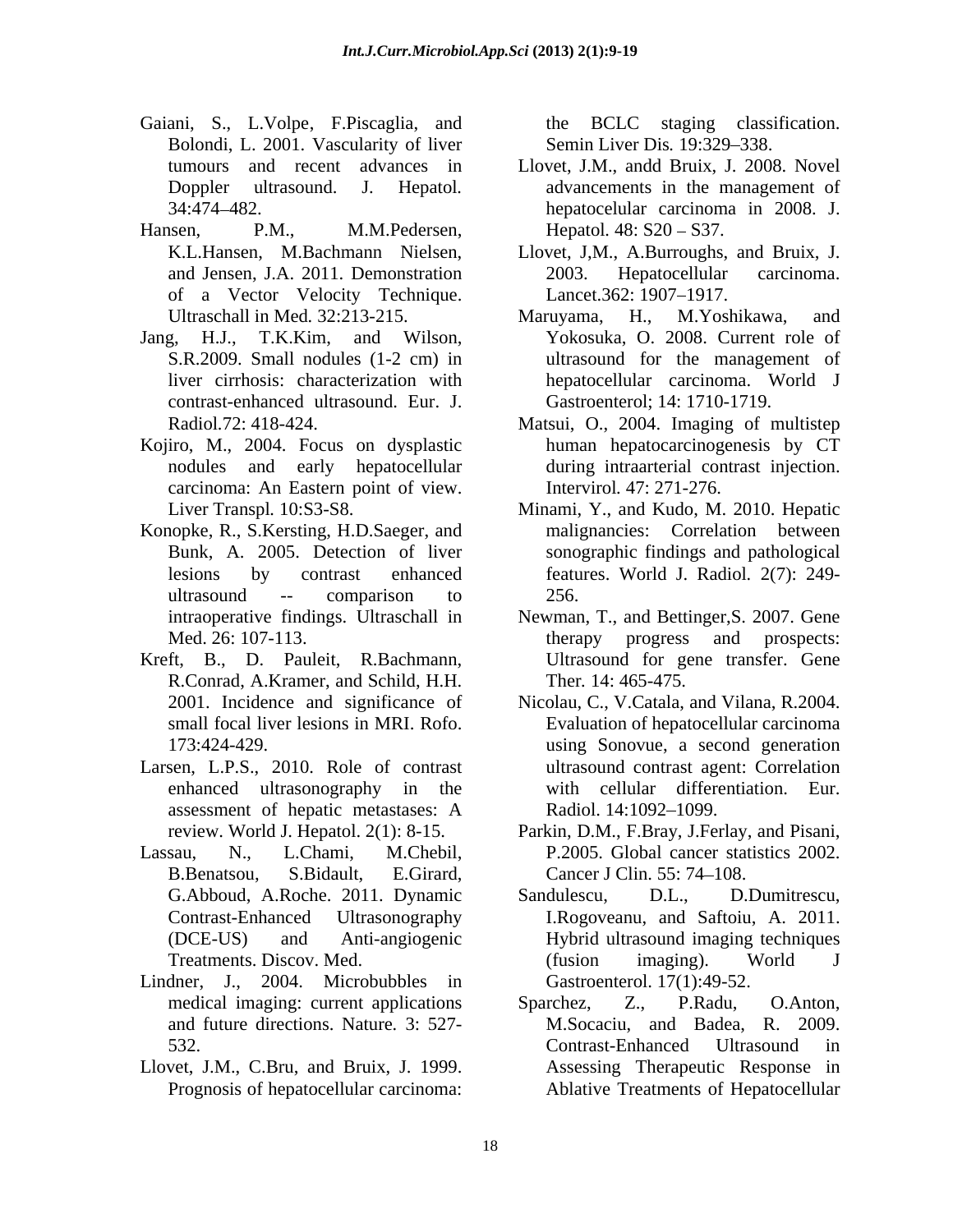Gaiani, S., L.Volpe, F.Piscaglia, and Bolondi, L. 2001. Vascularity of liver tumours and recent advances in Doppler ultrasound. J. Hepatol. 34:474–482.

Hansen, P.M., M.M.Pedersen, K.L.Hansen, M.Bachmann Nielsen, and Jensen, J.A. 2011. Demonstration of a Vector Velocity Technique. Ultraschall in Med. 32:213-215.

Jang, H.J., T.K.Kim, and Wilson, S.R.2009. Small nodules (1-2 cm) in liver cirrhosis: characterization with contrast-enhanced ultrasound. Eur. J. Radiol.72: 418-424.

Kojiro, M., 2004. Focus on dysplastic nodules and early hepatocellular carcinoma: An Eastern point of view. Liver Transpl. 10:S3-S8.

Konopke, R., S.Kersting, H.D.Saeger, and Bunk, A. 2005. Detection of liver lesions by contrast enhanced ultrasound -- comparison to intraoperative findings. Ultraschall in Med. 26: 107-113.

Kreft, B., D. Pauleit, R.Bachmann, R.Conrad, A.Kramer, and Schild, H.H. 2001. Incidence and significance of small focal liver lesions in MRI. Rofo. 173:424-429.

Larsen, L.P.S., 2010. Role of contrast enhanced ultrasonography in the assessment of hepatic metastases: A review. World J. Hepatol. 2(1): 8-15.

Lassau, N., L.Chami, M.Chebil, B.Benatsou, S.Bidault, E.Girard, G.Abboud, A.Roche. 2011. Dynamic Contrast-Enhanced Ultrasonography (DCE-US) and Anti-angiogenic Treatments. Discov. Med.

Lindner, J., 2004. Microbubbles in medical imaging: current applications and future directions. Nature. 3: 527-532.

Llovet, J.M., C.Bru, and Bruix, J. 1999. Prognosis of hepatocellular carcinoma: the BCLC staging classification. Semin Liver Dis. 19:329–338.

Llovet, J.M., andd Bruix, J. 2008. Novel advancements in the management of hepatocelular carcinoma in 2008. J. Hepatol. 48: S20 – S37.

Llovet, J,M., A.Burroughs, and Bruix, J. 2003. Hepatocellular carcinoma. Lancet.362: 1907–1917.

Maruyama, H., M.Yoshikawa, and Yokosuka, O. 2008. Current role of ultrasound for the management of hepatocellular carcinoma. World J Gastroenterol; 14: 1710-1719.

Matsui, O., 2004. Imaging of multistep human hepatocarcinogenesis by CT during intraarterial contrast injection. Intervirol. 47: 271-276.

Minami, Y., and Kudo, M. 2010. Hepatic malignancies: Correlation between sonographic findings and pathological features. World J. Radiol. 2(7): 249-256.

Newman, T., and Bettinger,S. 2007. Gene therapy progress and prospects: Ultrasound for gene transfer. Gene Ther. 14: 465-475.

Nicolau, C., V.Catala, and Vilana, R.2004. Evaluation of hepatocellular carcinoma using Sonovue, a second generation ultrasound contrast agent: Correlation with cellular differentiation. Eur. Radiol. 14:1092–1099.

Parkin, D.M., F.Bray, J.Ferlay, and Pisani, P.2005. Global cancer statistics 2002. Cancer J Clin. 55: 74–108.

Sandulescu, D.L., D.Dumitrescu, I.Rogoveanu, and Saftoiu, A. 2011. Hybrid ultrasound imaging techniques (fusion imaging). World J Gastroenterol. 17(1):49-52.

Sparchez, Z., P.Radu, O.Anton, M.Socaciu, and Badea, R. 2009. Contrast-Enhanced Ultrasound in Assessing Therapeutic Response in Ablative Treatments of Hepatocellular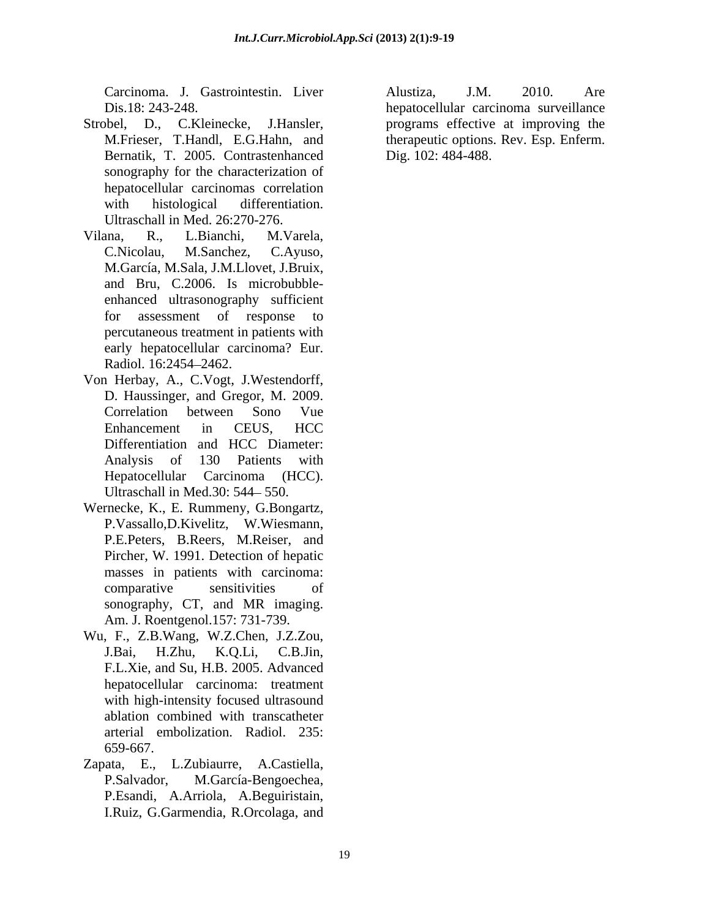Carcinoma. J. Gastrointestin. Liver Dis.18: 243-248.

Strobel, D., C.Kleinecke, J.Hansler, M.Frieser, T.Handl, E.G.Hahn, and Bernatik, T. 2005. Contrastenhanced sonography for the characterization of hepatocellular carcinomas correlation with histological differentiation. Ultraschall in Med. 26:270-276.

Vilana, R., L.Bianchi, M.Varela, C.Nicolau, M.Sanchez, C.Ayuso, M.García, M.Sala, J.M.Llovet, J.Bruix, and Bru, C.2006. Is microbubble-enhanced ultrasonography sufficient for assessment of response to percutaneous treatment in patients with early hepatocellular carcinoma? Eur. Radiol. 16:2454–2462.

Von Herbay, A., C.Vogt, J.Westendorff, D. Haussinger, and Gregor, M. 2009. Correlation between Sono Vue Enhancement in CEUS, HCC Differentiation and HCC Diameter: Analysis of 130 Patients with Hepatocellular Carcinoma (HCC). Ultraschall in Med.30: 544– 550.

Wernecke, K., E. Rummeny, G.Bongartz, P.Vassallo,D.Kivelitz, W.Wiesmann, P.E.Peters, B.Reers, M.Reiser, and Pircher, W. 1991. Detection of hepatic masses in patients with carcinoma: comparative sensitivities of sonography, CT, and MR imaging. Am. J. Roentgenol.157: 731-739.

Wu, F., Z.B.Wang, W.Z.Chen, J.Z.Zou, J.Bai, H.Zhu, K.Q.Li, C.B.Jin, F.L.Xie, and Su, H.B. 2005. Advanced hepatocellular carcinoma: treatment with high-intensity focused ultrasound ablation combined with transcatheter arterial embolization. Radiol. 235: 659-667.

Zapata, E., L.Zubiaurre, A.Castiella, P.Salvador, M.García-Bengoechea, P.Esandi, A.Arriola, A.Beguiristain, I.Ruiz, G.Garmendia, R.Orcolaga, and Alustiza, J.M. 2010. Are hepatocellular carcinoma surveillance programs effective at improving the therapeutic options. Rev. Esp. Enferm. Dig. 102: 484-488.